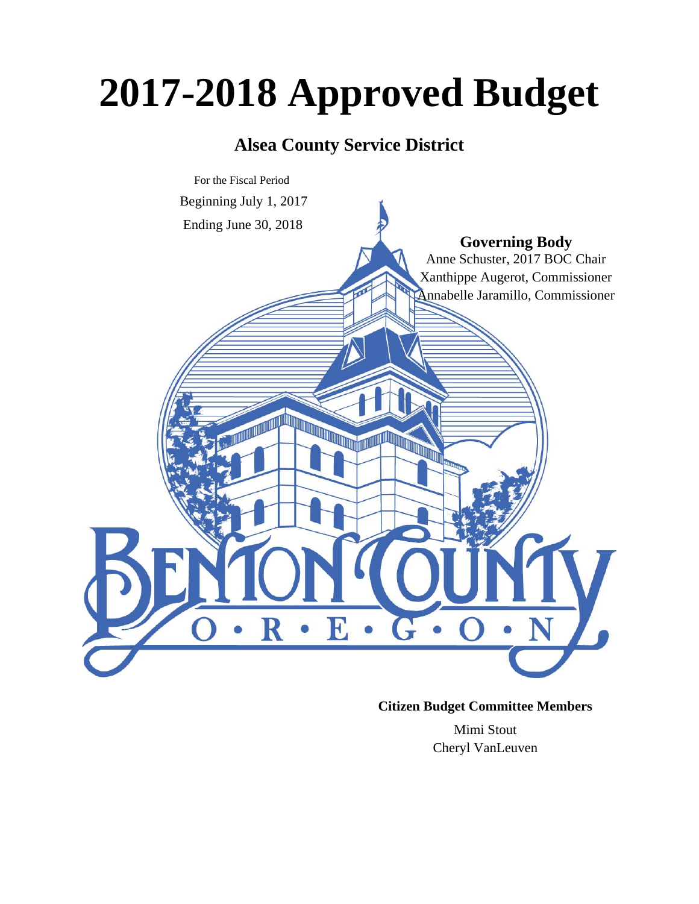# 2017-2018 Approved Budget

## Alsea County Service District

For the Fiscal Period

Beginning July 1, 2017

Ending June 30, 2018

**Governing Body**

Anne Schuster, 2017 BOC Chair

Xanthippe Augerot, Commissioner

Annabelle Jaramillo, Commissioner

**Citizen Budget Committee Members**

Mimi Stout

Cheryl VanLeuven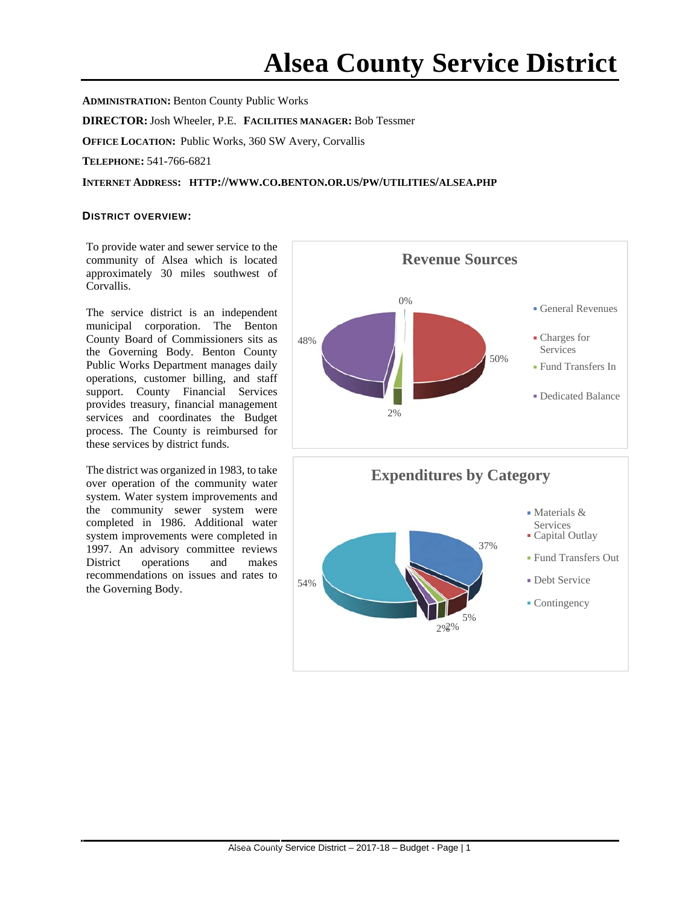# Alsea County Service District

**ADMINISTRATION:** Benton County Public Works

**DIRECTOR:** Josh Wheeler, P.E. **FACILITIES MANAGER:** Bob Tessmer

**OFFICE LOCATION:** Public Works, 360 SW Avery, Corvallis

**TELEPHONE:** 541-766-6821

**INTERNET ADDRESS:** **HTTP://WWW.CO.BENTON.OR.US/PW/UTILITIES/ALSEA.PHP**

## DISTRICT OVERVIEW:

To provide water and sewer service to the community of Alsea which is located approximately 30 miles southwest of Corvallis.

The service district is an independent municipal corporation. The Benton County Board of Commissioners sits as the Governing Body. Benton County Public Works Department manages daily operations, customer billing, and staff support. County Financial Services provides treasury, financial management services and coordinates the Budget process. The County is reimbursed for these services by district funds.

The district was organized in 1983, to take over operation of the community water system. Water system improvements and the community sewer system were completed in 1986. Additional water system improvements were completed in 1997. An advisory committee reviews District operations and makes recommendations on issues and rates to the Governing Body.

**Revenue Sources**

- General Revenues: 0%
- Charges for Services: 50%
- Fund Transfers In: 2%
- Dedicated Balance: 48%

**Expenditures by Category**

- Materials & Services: 37%
- Capital Outlay: 5%
- Fund Transfers Out: 2%
- Debt Service: 2%
- Contingency: 54%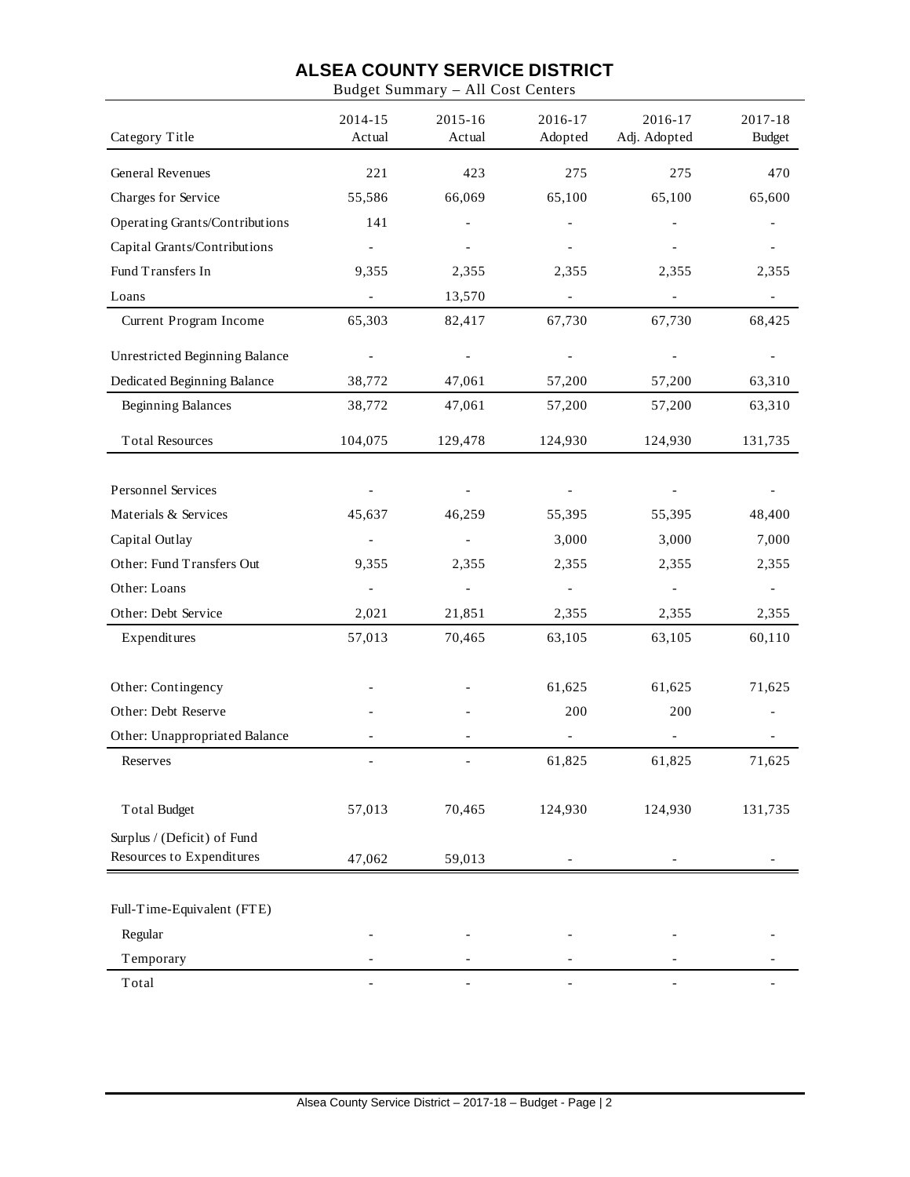# ALSEA COUNTY SERVICE DISTRICT

Budget Summary – All Cost Centers

| Category Title | 2014-15 Actual | 2015-16 Actual | 2016-17 Adopted | 2016-17 Adj. Adopted | 2017-18 Budget |
|---|---|---|---|---|---|
| General Revenues | 221 | 423 | 275 | 275 | 470 |
| Charges for Service | 55,586 | 66,069 | 65,100 | 65,100 | 65,600 |
| Operating Grants/Contributions | 141 | - | - | - | - |
| Capital Grants/Contributions | - | - | - | - | - |
| Fund Transfers In | 9,355 | 2,355 | 2,355 | 2,355 | 2,355 |
| Loans | - | 13,570 | - | - | - |
| Current Program Income | 65,303 | 82,417 | 67,730 | 67,730 | 68,425 |
| Unrestricted Beginning Balance | - | - | - | - | - |
| Dedicated Beginning Balance | 38,772 | 47,061 | 57,200 | 57,200 | 63,310 |
| Beginning Balances | 38,772 | 47,061 | 57,200 | 57,200 | 63,310 |
| Total Resources | 104,075 | 129,478 | 124,930 | 124,930 | 131,735 |
| Personnel Services | - | - | - | - | - |
| Materials & Services | 45,637 | 46,259 | 55,395 | 55,395 | 48,400 |
| Capital Outlay | - | - | 3,000 | 3,000 | 7,000 |
| Other: Fund Transfers Out | 9,355 | 2,355 | 2,355 | 2,355 | 2,355 |
| Other: Loans | - | - | - | - | - |
| Other: Debt Service | 2,021 | 21,851 | 2,355 | 2,355 | 2,355 |
| Expenditures | 57,013 | 70,465 | 63,105 | 63,105 | 60,110 |
| Other: Contingency | - | - | 61,625 | 61,625 | 71,625 |
| Other: Debt Reserve | - | - | 200 | 200 | - |
| Other: Unappropriated Balance | - | - | - | - | - |
| Reserves | - | - | 61,825 | 61,825 | 71,625 |
| Total Budget | 57,013 | 70,465 | 124,930 | 124,930 | 131,735 |
| Surplus / (Deficit) of Fund Resources to Expenditures | 47,062 | 59,013 | - | - | - |
| Full-Time-Equivalent (FTE) | | | | | |
| Regular | - | - | - | - | - |
| Temporary | - | - | - | - | - |
| Total | - | - | - | - | - |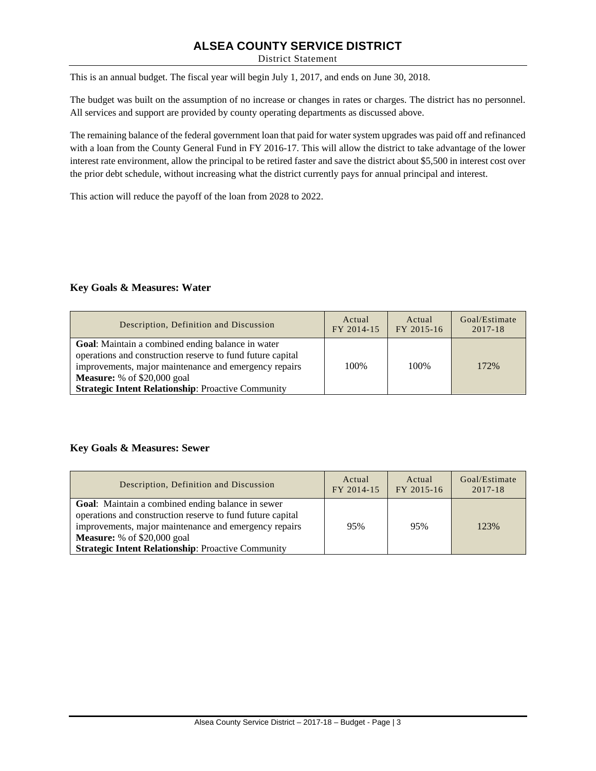# ALSEA COUNTY SERVICE DISTRICT

District Statement

This is an annual budget. The fiscal year will begin July 1, 2017, and ends on June 30, 2018.

The budget was built on the assumption of no increase or changes in rates or charges. The district has no personnel. All services and support are provided by county operating departments as discussed above.

The remaining balance of the federal government loan that paid for water system upgrades was paid off and refinanced with a loan from the County General Fund in FY 2016-17. This will allow the district to take advantage of the lower interest rate environment, allow the principal to be retired faster and save the district about $5,500 in interest cost over the prior debt schedule, without increasing what the district currently pays for annual principal and interest.

This action will reduce the payoff of the loan from 2028 to 2022.

### Key Goals & Measures: Water

| Description, Definition and Discussion | Actual FY 2014-15 | Actual FY 2015-16 | Goal/Estimate 2017-18 |
| --- | --- | --- | --- |
| **Goal**: Maintain a combined ending balance in water operations and construction reserve to fund future capital improvements, major maintenance and emergency repairs<br>**Measure:** % of $20,000 goal<br>**Strategic Intent Relationship**: Proactive Community | 100% | 100% | 172% |

### Key Goals & Measures: Sewer

| Description, Definition and Discussion | Actual FY 2014-15 | Actual FY 2015-16 | Goal/Estimate 2017-18 |
| --- | --- | --- | --- |
| **Goal**: Maintain a combined ending balance in sewer operations and construction reserve to fund future capital improvements, major maintenance and emergency repairs<br>**Measure:** % of $20,000 goal<br>**Strategic Intent Relationship**: Proactive Community | 95% | 95% | 123% |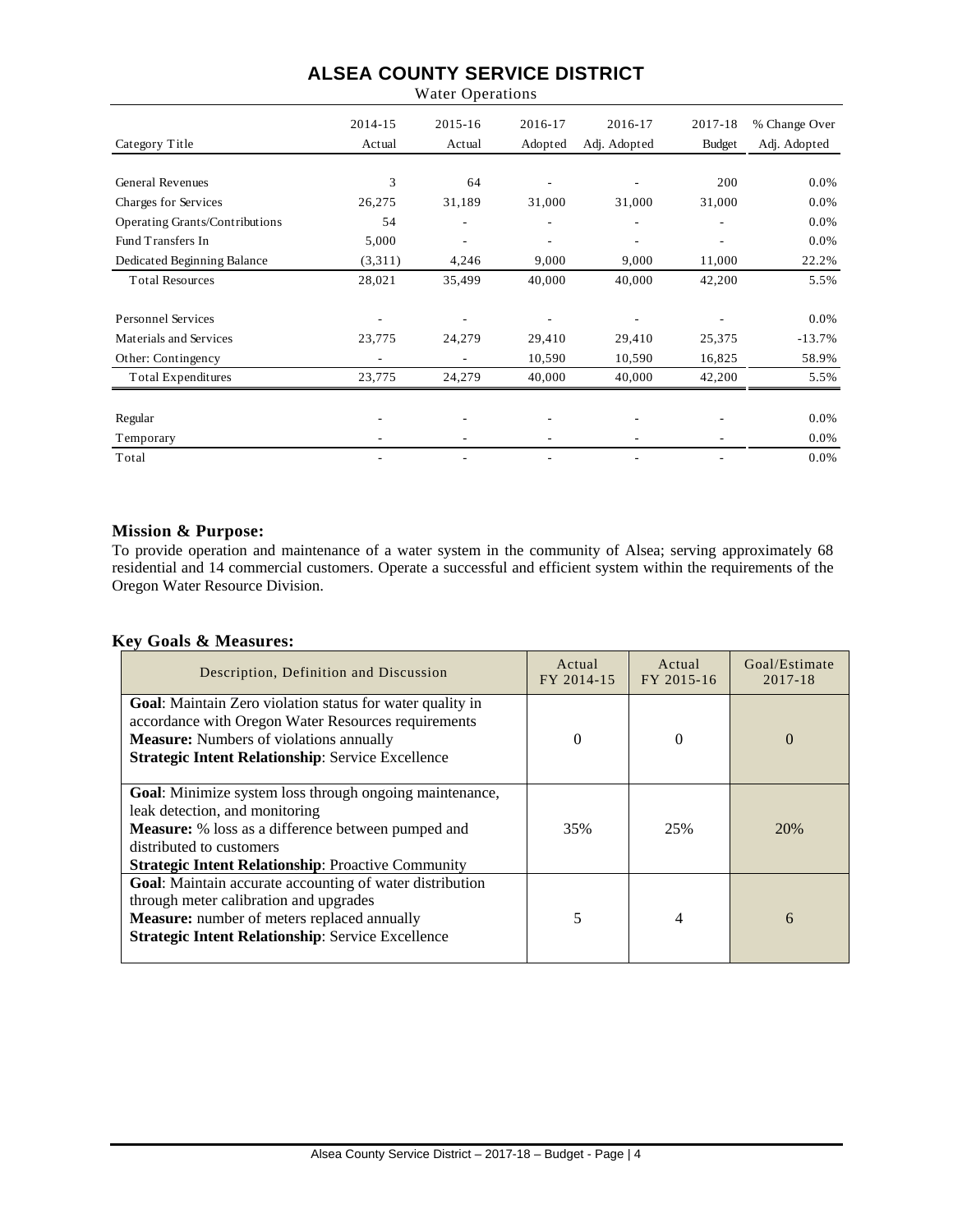# ALSEA COUNTY SERVICE DISTRICT

Water Operations

| Category Title | 2014-15 Actual | 2015-16 Actual | 2016-17 Adopted | 2016-17 Adj. Adopted | 2017-18 Budget | % Change Over Adj. Adopted |
|---|---|---|---|---|---|---|
| General Revenues | 3 | 64 | - | - | 200 | 0.0% |
| Charges for Services | 26,275 | 31,189 | 31,000 | 31,000 | 31,000 | 0.0% |
| Operating Grants/Contributions | 54 | - | - | - | - | 0.0% |
| Fund Transfers In | 5,000 | - | - | - | - | 0.0% |
| Dedicated Beginning Balance | (3,311) | 4,246 | 9,000 | 9,000 | 11,000 | 22.2% |
| Total Resources | 28,021 | 35,499 | 40,000 | 40,000 | 42,200 | 5.5% |
| Personnel Services | - | - | - | - | - | 0.0% |
| Materials and Services | 23,775 | 24,279 | 29,410 | 29,410 | 25,375 | -13.7% |
| Other: Contingency | - | - | 10,590 | 10,590 | 16,825 | 58.9% |
| Total Expenditures | 23,775 | 24,279 | 40,000 | 40,000 | 42,200 | 5.5% |
| Regular | - | - | - | - | - | 0.0% |
| Temporary | - | - | - | - | - | 0.0% |
| Total | - | - | - | - | - | 0.0% |

## Mission & Purpose:

To provide operation and maintenance of a water system in the community of Alsea; serving approximately 68 residential and 14 commercial customers. Operate a successful and efficient system within the requirements of the Oregon Water Resource Division.

## Key Goals & Measures:

| Description, Definition and Discussion | Actual FY 2014-15 | Actual FY 2015-16 | Goal/Estimate 2017-18 |
|---|---|---|---|
| **Goal**: Maintain Zero violation status for water quality in accordance with Oregon Water Resources requirements<br>**Measure:** Numbers of violations annually<br>**Strategic Intent Relationship**: Service Excellence | 0 | 0 | 0 |
| **Goal**: Minimize system loss through ongoing maintenance, leak detection, and monitoring<br>**Measure:** % loss as a difference between pumped and distributed to customers<br>**Strategic Intent Relationship**: Proactive Community | 35% | 25% | 20% |
| **Goal**: Maintain accurate accounting of water distribution through meter calibration and upgrades<br>**Measure:** number of meters replaced annually<br>**Strategic Intent Relationship**: Service Excellence | 5 | 4 | 6 |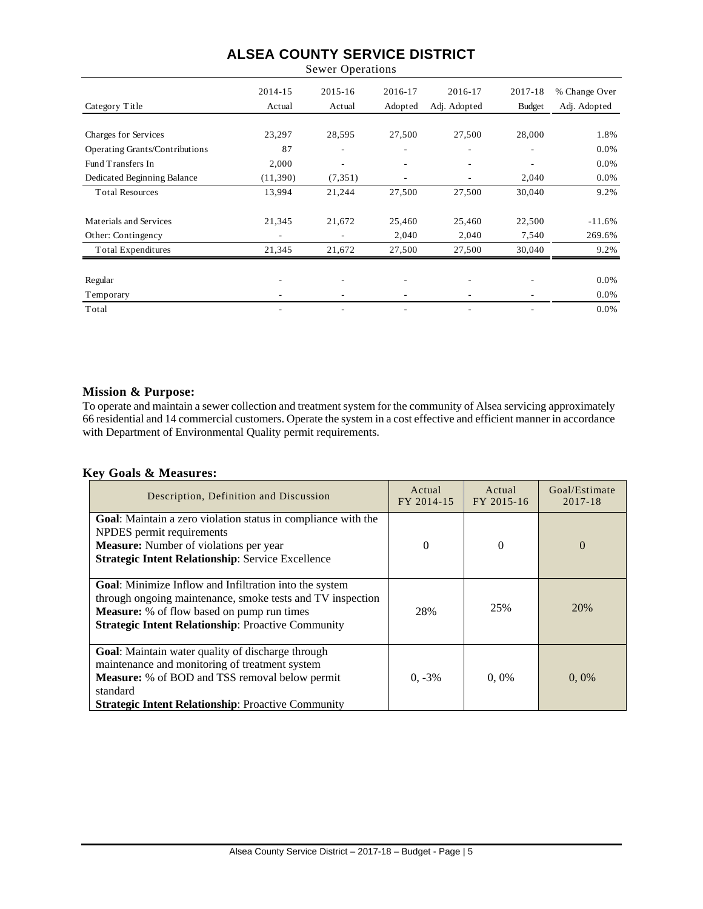# ALSEA COUNTY SERVICE DISTRICT

Sewer Operations

| Category Title | 2014-15 Actual | 2015-16 Actual | 2016-17 Adopted | 2016-17 Adj. Adopted | 2017-18 Budget | % Change Over Adj. Adopted |
|---|---|---|---|---|---|---|
| Charges for Services | 23,297 | 28,595 | 27,500 | 27,500 | 28,000 | 1.8% |
| Operating Grants/Contributions | 87 | - | - | - | - | 0.0% |
| Fund Transfers In | 2,000 | - | - | - | - | 0.0% |
| Dedicated Beginning Balance | (11,390) | (7,351) | - | - | 2,040 | 0.0% |
| Total Resources | 13,994 | 21,244 | 27,500 | 27,500 | 30,040 | 9.2% |
| Materials and Services | 21,345 | 21,672 | 25,460 | 25,460 | 22,500 | -11.6% |
| Other: Contingency | - | - | 2,040 | 2,040 | 7,540 | 269.6% |
| Total Expenditures | 21,345 | 21,672 | 27,500 | 27,500 | 30,040 | 9.2% |
| Regular | - | - | - | - | - | 0.0% |
| Temporary | - | - | - | - | - | 0.0% |
| Total | - | - | - | - | - | 0.0% |

## Mission & Purpose:

To operate and maintain a sewer collection and treatment system for the community of Alsea servicing approximately 66 residential and 14 commercial customers. Operate the system in a cost effective and efficient manner in accordance with Department of Environmental Quality permit requirements.

## Key Goals & Measures:

| Description, Definition and Discussion | Actual FY 2014-15 | Actual FY 2015-16 | Goal/Estimate 2017-18 |
|---|---|---|---|
| **Goal**: Maintain a zero violation status in compliance with the NPDES permit requirements<br>**Measure:** Number of violations per year<br>**Strategic Intent Relationship**: Service Excellence | 0 | 0 | 0 |
| **Goal**: Minimize Inflow and Infiltration into the system through ongoing maintenance, smoke tests and TV inspection<br>**Measure:** % of flow based on pump run times<br>**Strategic Intent Relationship**: Proactive Community | 28% | 25% | 20% |
| **Goal**: Maintain water quality of discharge through maintenance and monitoring of treatment system<br>**Measure:** % of BOD and TSS removal below permit standard<br>**Strategic Intent Relationship**: Proactive Community | 0, -3% | 0, 0% | 0, 0% |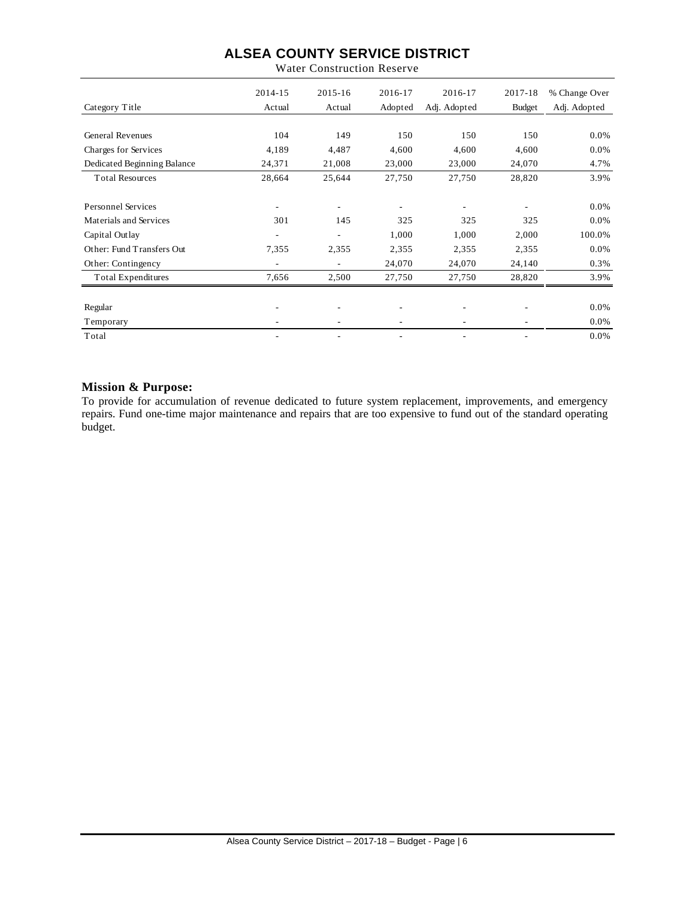# ALSEA COUNTY SERVICE DISTRICT

Water Construction Reserve

| Category Title | 2014-15 Actual | 2015-16 Actual | 2016-17 Adopted | 2016-17 Adj. Adopted | 2017-18 Budget | % Change Over Adj. Adopted |
|---|---|---|---|---|---|---|
| General Revenues | 104 | 149 | 150 | 150 | 150 | 0.0% |
| Charges for Services | 4,189 | 4,487 | 4,600 | 4,600 | 4,600 | 0.0% |
| Dedicated Beginning Balance | 24,371 | 21,008 | 23,000 | 23,000 | 24,070 | 4.7% |
| Total Resources | 28,664 | 25,644 | 27,750 | 27,750 | 28,820 | 3.9% |
| Personnel Services | - | - | - | - | - | 0.0% |
| Materials and Services | 301 | 145 | 325 | 325 | 325 | 0.0% |
| Capital Outlay | - | - | 1,000 | 1,000 | 2,000 | 100.0% |
| Other: Fund Transfers Out | 7,355 | 2,355 | 2,355 | 2,355 | 2,355 | 0.0% |
| Other: Contingency | - | - | 24,070 | 24,070 | 24,140 | 0.3% |
| Total Expenditures | 7,656 | 2,500 | 27,750 | 27,750 | 28,820 | 3.9% |
| Regular | - | - | - | - | - | 0.0% |
| Temporary | - | - | - | - | - | 0.0% |
| Total | - | - | - | - | - | 0.0% |

**Mission & Purpose:**

To provide for accumulation of revenue dedicated to future system replacement, improvements, and emergency repairs. Fund one-time major maintenance and repairs that are too expensive to fund out of the standard operating budget.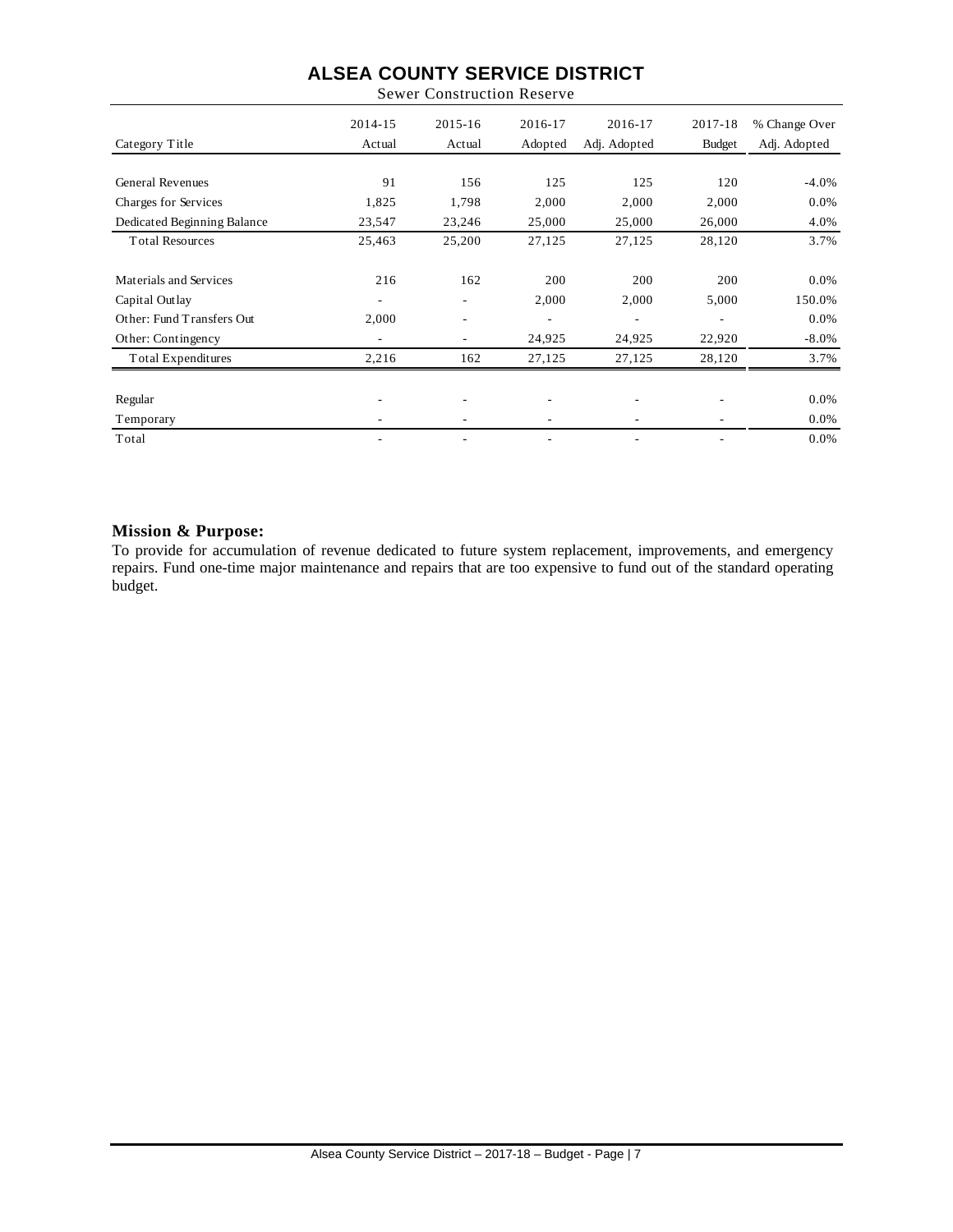# ALSEA COUNTY SERVICE DISTRICT

Sewer Construction Reserve

| Category Title | 2014-15 Actual | 2015-16 Actual | 2016-17 Adopted | 2016-17 Adj. Adopted | 2017-18 Budget | % Change Over Adj. Adopted |
|---|---|---|---|---|---|---|
| General Revenues | 91 | 156 | 125 | 125 | 120 | -4.0% |
| Charges for Services | 1,825 | 1,798 | 2,000 | 2,000 | 2,000 | 0.0% |
| Dedicated Beginning Balance | 23,547 | 23,246 | 25,000 | 25,000 | 26,000 | 4.0% |
| Total Resources | 25,463 | 25,200 | 27,125 | 27,125 | 28,120 | 3.7% |
| Materials and Services | 216 | 162 | 200 | 200 | 200 | 0.0% |
| Capital Outlay | - | - | 2,000 | 2,000 | 5,000 | 150.0% |
| Other: Fund Transfers Out | 2,000 | - | - | - | - | 0.0% |
| Other: Contingency | - | - | 24,925 | 24,925 | 22,920 | -8.0% |
| Total Expenditures | 2,216 | 162 | 27,125 | 27,125 | 28,120 | 3.7% |
| Regular | - | - | - | - | - | 0.0% |
| Temporary | - | - | - | - | - | 0.0% |
| Total | - | - | - | - | - | 0.0% |

**Mission & Purpose:**

To provide for accumulation of revenue dedicated to future system replacement, improvements, and emergency repairs. Fund one-time major maintenance and repairs that are too expensive to fund out of the standard operating budget.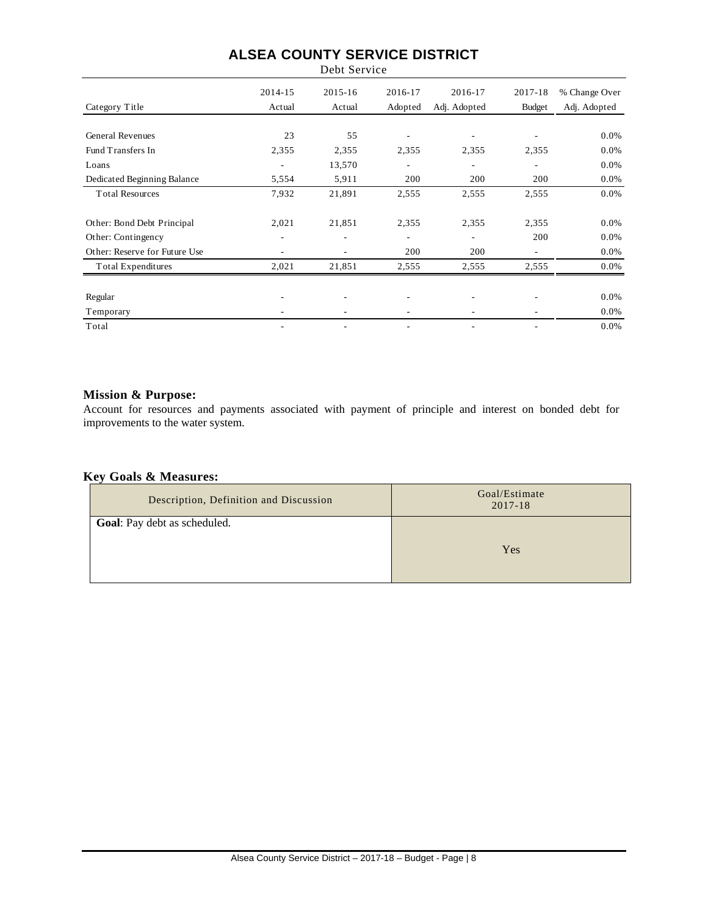# ALSEA COUNTY SERVICE DISTRICT

Debt Service

| Category Title | 2014-15 Actual | 2015-16 Actual | 2016-17 Adopted | 2016-17 Adj. Adopted | 2017-18 Budget | % Change Over Adj. Adopted |
|---|---|---|---|---|---|---|
| General Revenues | 23 | 55 | - | - | - | 0.0% |
| Fund Transfers In | 2,355 | 2,355 | 2,355 | 2,355 | 2,355 | 0.0% |
| Loans | - | 13,570 | - | - | - | 0.0% |
| Dedicated Beginning Balance | 5,554 | 5,911 | 200 | 200 | 200 | 0.0% |
| Total Resources | 7,932 | 21,891 | 2,555 | 2,555 | 2,555 | 0.0% |
| Other: Bond Debt Principal | 2,021 | 21,851 | 2,355 | 2,355 | 2,355 | 0.0% |
| Other: Contingency | - | - | - | - | 200 | 0.0% |
| Other: Reserve for Future Use | - | - | 200 | 200 | - | 0.0% |
| Total Expenditures | 2,021 | 21,851 | 2,555 | 2,555 | 2,555 | 0.0% |
| Regular | - | - | - | - | - | 0.0% |
| Temporary | - | - | - | - | - | 0.0% |
| Total | - | - | - | - | - | 0.0% |

**Mission & Purpose:**

Account for resources and payments associated with payment of principle and interest on bonded debt for improvements to the water system.

**Key Goals & Measures:**

| Description, Definition and Discussion | Goal/Estimate 2017-18 |
|---|---|
| **Goal**: Pay debt as scheduled. | Yes |